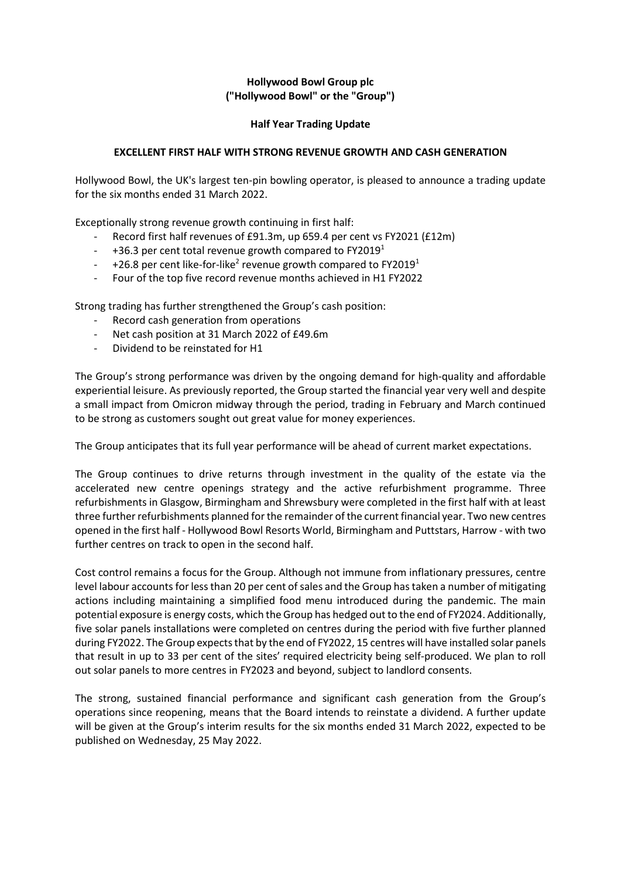**Hollywood Bowl Group plc**
**("Hollywood Bowl" or the "Group")**

**Half Year Trading Update**

**EXCELLENT FIRST HALF WITH STRONG REVENUE GROWTH AND CASH GENERATION**

Hollywood Bowl, the UK's largest ten-pin bowling operator, is pleased to announce a trading update for the six months ended 31 March 2022.

Exceptionally strong revenue growth continuing in first half:

- Record first half revenues of £91.3m, up 659.4 per cent vs FY2021 (£12m)
- +36.3 per cent total revenue growth compared to FY2019[1]
- +26.8 per cent like-for-like[2] revenue growth compared to FY2019[1]
- Four of the top five record revenue months achieved in H1 FY2022

Strong trading has further strengthened the Group's cash position:

- Record cash generation from operations
- Net cash position at 31 March 2022 of £49.6m
- Dividend to be reinstated for H1

The Group's strong performance was driven by the ongoing demand for high-quality and affordable experiential leisure. As previously reported, the Group started the financial year very well and despite a small impact from Omicron midway through the period, trading in February and March continued to be strong as customers sought out great value for money experiences.

The Group anticipates that its full year performance will be ahead of current market expectations.

The Group continues to drive returns through investment in the quality of the estate via the accelerated new centre openings strategy and the active refurbishment programme. Three refurbishments in Glasgow, Birmingham and Shrewsbury were completed in the first half with at least three further refurbishments planned for the remainder of the current financial year. Two new centres opened in the first half - Hollywood Bowl Resorts World, Birmingham and Puttstars, Harrow - with two further centres on track to open in the second half.

Cost control remains a focus for the Group. Although not immune from inflationary pressures, centre level labour accounts for less than 20 per cent of sales and the Group has taken a number of mitigating actions including maintaining a simplified food menu introduced during the pandemic. The main potential exposure is energy costs, which the Group has hedged out to the end of FY2024. Additionally, five solar panels installations were completed on centres during the period with five further planned during FY2022. The Group expects that by the end of FY2022, 15 centres will have installed solar panels that result in up to 33 per cent of the sites' required electricity being self-produced. We plan to roll out solar panels to more centres in FY2023 and beyond, subject to landlord consents.

The strong, sustained financial performance and significant cash generation from the Group's operations since reopening, means that the Board intends to reinstate a dividend. A further update will be given at the Group's interim results for the six months ended 31 March 2022, expected to be published on Wednesday, 25 May 2022.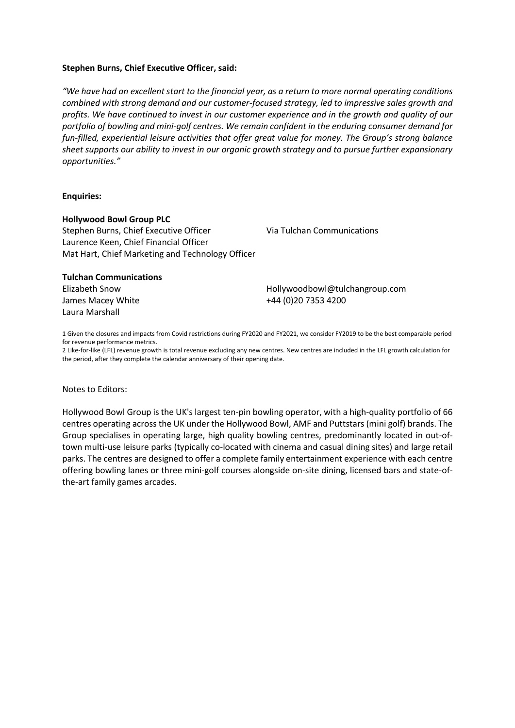**Stephen Burns, Chief Executive Officer, said:**

*"We have had an excellent start to the financial year, as a return to more normal operating conditions combined with strong demand and our customer-focused strategy, led to impressive sales growth and profits. We have continued to invest in our customer experience and in the growth and quality of our portfolio of bowling and mini-golf centres. We remain confident in the enduring consumer demand for fun-filled, experiential leisure activities that offer great value for money. The Group's strong balance sheet supports our ability to invest in our organic growth strategy and to pursue further expansionary opportunities."*

**Enquiries:**

**Hollywood Bowl Group PLC**

| | |
|---|---|
| Stephen Burns, Chief Executive Officer | Via Tulchan Communications |
| Laurence Keen, Chief Financial Officer | |
| Mat Hart, Chief Marketing and Technology Officer | |

**Tulchan Communications**

| | |
|---|---|
| Elizabeth Snow | Hollywoodbowl@tulchangroup.com |
| James Macey White | +44 (0)20 7353 4200 |
| Laura Marshall | |

1 Given the closures and impacts from Covid restrictions during FY2020 and FY2021, we consider FY2019 to be the best comparable period for revenue performance metrics.

2 Like-for-like (LFL) revenue growth is total revenue excluding any new centres. New centres are included in the LFL growth calculation for the period, after they complete the calendar anniversary of their opening date.

Notes to Editors:

Hollywood Bowl Group is the UK's largest ten-pin bowling operator, with a high-quality portfolio of 66 centres operating across the UK under the Hollywood Bowl, AMF and Puttstars (mini golf) brands. The Group specialises in operating large, high quality bowling centres, predominantly located in out-of-town multi-use leisure parks (typically co-located with cinema and casual dining sites) and large retail parks. The centres are designed to offer a complete family entertainment experience with each centre offering bowling lanes or three mini-golf courses alongside on-site dining, licensed bars and state-of-the-art family games arcades.